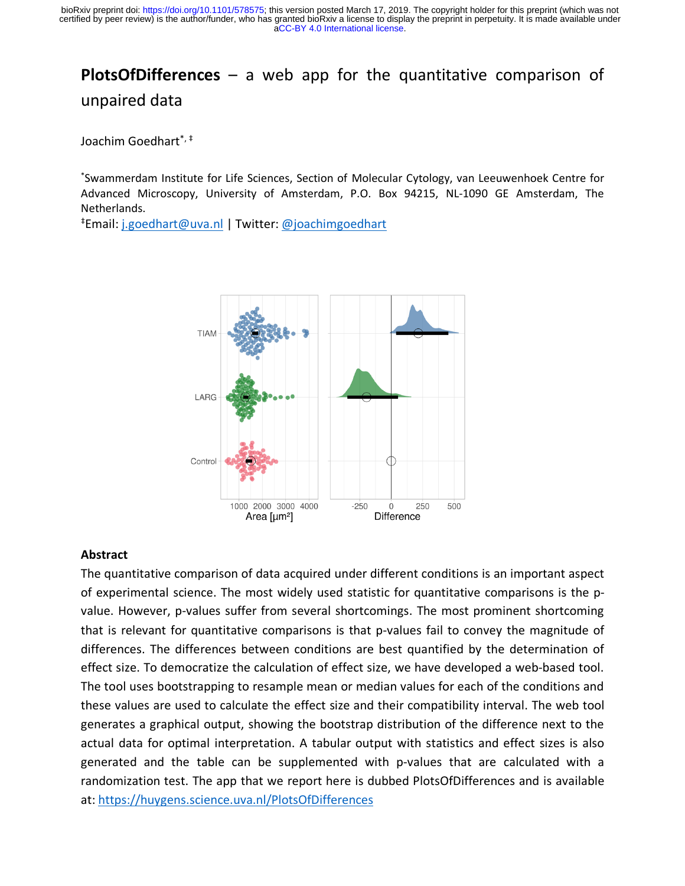# **PlotsOfDifferences** – a web app for the quantitative comparison of unpaired data

Joachim Goedhart[*, ‡]

[*]Swammerdam Institute for Life Sciences, Section of Molecular Cytology, van Leeuwenhoek Centre for Advanced Microscopy, University of Amsterdam, P.O. Box 94215, NL-1090 GE Amsterdam, The Netherlands.

[‡]Email: j.goedhart@uva.nl | Twitter: @joachimgoedhart

## Abstract

The quantitative comparison of data acquired under different conditions is an important aspect of experimental science. The most widely used statistic for quantitative comparisons is the p-value. However, p-values suffer from several shortcomings. The most prominent shortcoming that is relevant for quantitative comparisons is that p-values fail to convey the magnitude of differences. The differences between conditions are best quantified by the determination of effect size. To democratize the calculation of effect size, we have developed a web-based tool. The tool uses bootstrapping to resample mean or median values for each of the conditions and these values are used to calculate the effect size and their compatibility interval. The web tool generates a graphical output, showing the bootstrap distribution of the difference next to the actual data for optimal interpretation. A tabular output with statistics and effect sizes is also generated and the table can be supplemented with p-values that are calculated with a randomization test. The app that we report here is dubbed PlotsOfDifferences and is available at: https://huygens.science.uva.nl/PlotsOfDifferences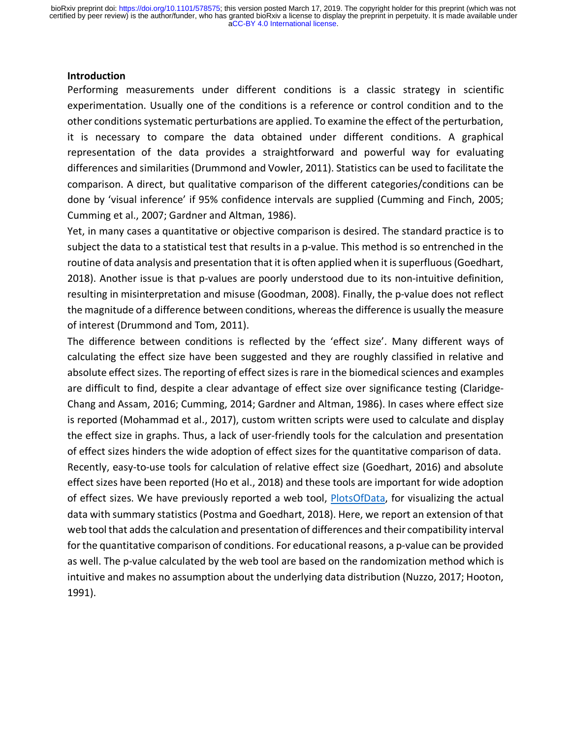## Introduction

Performing measurements under different conditions is a classic strategy in scientific experimentation. Usually one of the conditions is a reference or control condition and to the other conditions systematic perturbations are applied. To examine the effect of the perturbation, it is necessary to compare the data obtained under different conditions. A graphical representation of the data provides a straightforward and powerful way for evaluating differences and similarities (Drummond and Vowler, 2011). Statistics can be used to facilitate the comparison. A direct, but qualitative comparison of the different categories/conditions can be done by 'visual inference' if 95% confidence intervals are supplied (Cumming and Finch, 2005; Cumming et al., 2007; Gardner and Altman, 1986).

Yet, in many cases a quantitative or objective comparison is desired. The standard practice is to subject the data to a statistical test that results in a p-value. This method is so entrenched in the routine of data analysis and presentation that it is often applied when it is superfluous (Goedhart, 2018). Another issue is that p-values are poorly understood due to its non-intuitive definition, resulting in misinterpretation and misuse (Goodman, 2008). Finally, the p-value does not reflect the magnitude of a difference between conditions, whereas the difference is usually the measure of interest (Drummond and Tom, 2011).

The difference between conditions is reflected by the 'effect size'. Many different ways of calculating the effect size have been suggested and they are roughly classified in relative and absolute effect sizes. The reporting of effect sizes is rare in the biomedical sciences and examples are difficult to find, despite a clear advantage of effect size over significance testing (Claridge-Chang and Assam, 2016; Cumming, 2014; Gardner and Altman, 1986). In cases where effect size is reported (Mohammad et al., 2017), custom written scripts were used to calculate and display the effect size in graphs. Thus, a lack of user-friendly tools for the calculation and presentation of effect sizes hinders the wide adoption of effect sizes for the quantitative comparison of data.

Recently, easy-to-use tools for calculation of relative effect size (Goedhart, 2016) and absolute effect sizes have been reported (Ho et al., 2018) and these tools are important for wide adoption of effect sizes. We have previously reported a web tool, PlotsOfData, for visualizing the actual data with summary statistics (Postma and Goedhart, 2018). Here, we report an extension of that web tool that adds the calculation and presentation of differences and their compatibility interval for the quantitative comparison of conditions. For educational reasons, a p-value can be provided as well. The p-value calculated by the web tool are based on the randomization method which is intuitive and makes no assumption about the underlying data distribution (Nuzzo, 2017; Hooton, 1991).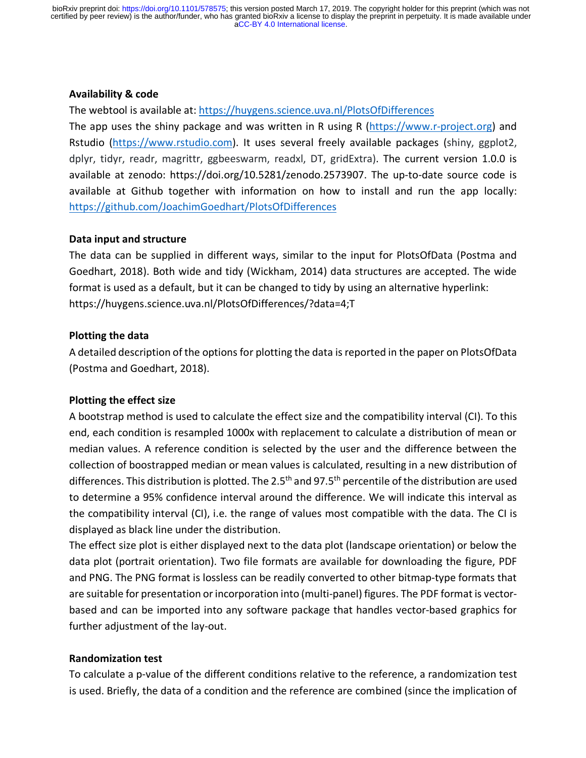**Availability & code**

The webtool is available at: https://huygens.science.uva.nl/PlotsOfDifferences

The app uses the shiny package and was written in R using R (https://www.r-project.org) and Rstudio (https://www.rstudio.com). It uses several freely available packages (shiny, ggplot2, dplyr, tidyr, readr, magrittr, ggbeeswarm, readxl, DT, gridExtra). The current version 1.0.0 is available at zenodo: https://doi.org/10.5281/zenodo.2573907. The up-to-date source code is available at Github together with information on how to install and run the app locally: https://github.com/JoachimGoedhart/PlotsOfDifferences

**Data input and structure**

The data can be supplied in different ways, similar to the input for PlotsOfData (Postma and Goedhart, 2018). Both wide and tidy (Wickham, 2014) data structures are accepted. The wide format is used as a default, but it can be changed to tidy by using an alternative hyperlink: https://huygens.science.uva.nl/PlotsOfDifferences/?data=4;T

**Plotting the data**

A detailed description of the options for plotting the data is reported in the paper on PlotsOfData (Postma and Goedhart, 2018).

**Plotting the effect size**

A bootstrap method is used to calculate the effect size and the compatibility interval (CI). To this end, each condition is resampled 1000x with replacement to calculate a distribution of mean or median values. A reference condition is selected by the user and the difference between the collection of boostrapped median or mean values is calculated, resulting in a new distribution of differences. This distribution is plotted. The 2.5$^{th}$ and 97.5$^{th}$ percentile of the distribution are used to determine a 95% confidence interval around the difference. We will indicate this interval as the compatibility interval (CI), i.e. the range of values most compatible with the data. The CI is displayed as black line under the distribution.

The effect size plot is either displayed next to the data plot (landscape orientation) or below the data plot (portrait orientation). Two file formats are available for downloading the figure, PDF and PNG. The PNG format is lossless can be readily converted to other bitmap-type formats that are suitable for presentation or incorporation into (multi-panel) figures. The PDF format is vector-based and can be imported into any software package that handles vector-based graphics for further adjustment of the lay-out.

**Randomization test**

To calculate a p-value of the different conditions relative to the reference, a randomization test is used. Briefly, the data of a condition and the reference are combined (since the implication of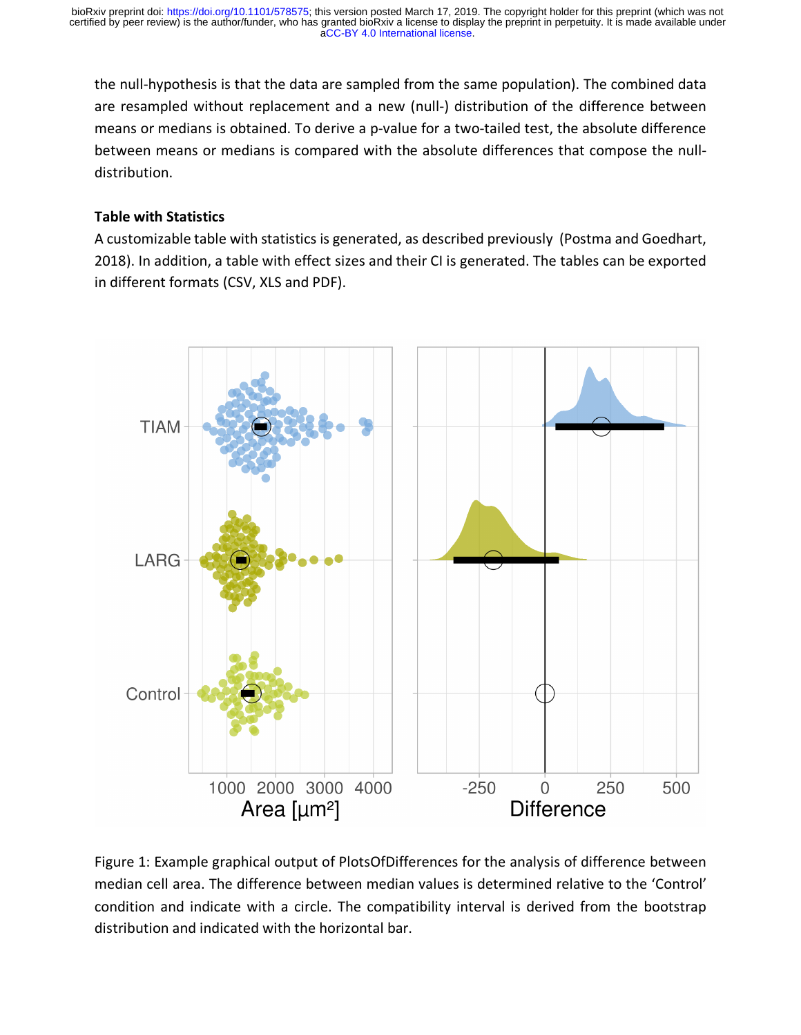the null-hypothesis is that the data are sampled from the same population). The combined data are resampled without replacement and a new (null-) distribution of the difference between means or medians is obtained. To derive a p-value for a two-tailed test, the absolute difference between means or medians is compared with the absolute differences that compose the null-distribution.

**Table with Statistics**

A customizable table with statistics is generated, as described previously (Postma and Goedhart, 2018). In addition, a table with effect sizes and their CI is generated. The tables can be exported in different formats (CSV, XLS and PDF).

Figure 1: Example graphical output of PlotsOfDifferences for the analysis of difference between median cell area. The difference between median values is determined relative to the 'Control' condition and indicate with a circle. The compatibility interval is derived from the bootstrap distribution and indicated with the horizontal bar.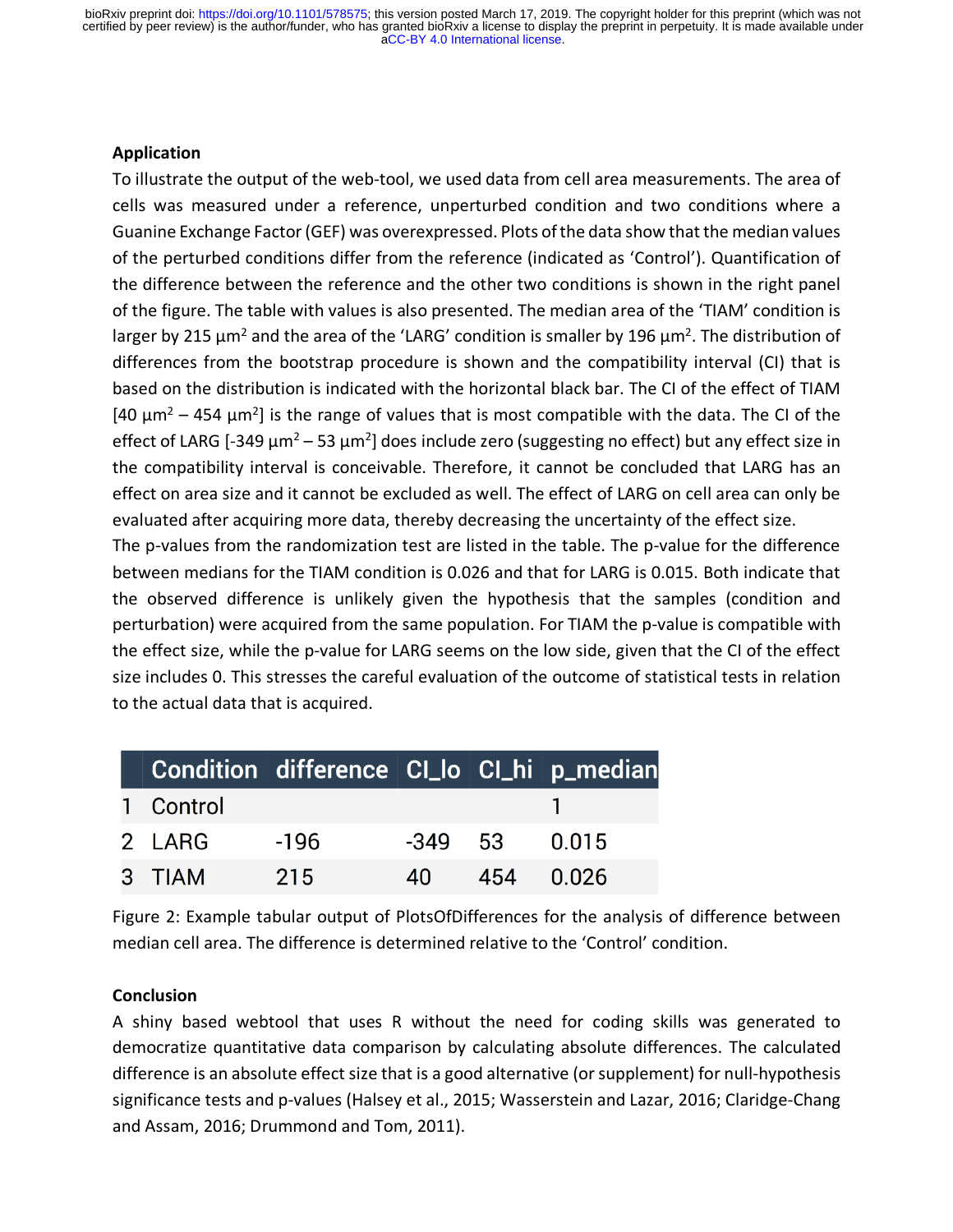## Application

To illustrate the output of the web-tool, we used data from cell area measurements. The area of cells was measured under a reference, unperturbed condition and two conditions where a Guanine Exchange Factor (GEF) was overexpressed. Plots of the data show that the median values of the perturbed conditions differ from the reference (indicated as 'Control'). Quantification of the difference between the reference and the other two conditions is shown in the right panel of the figure. The table with values is also presented. The median area of the 'TIAM' condition is larger by 215 µm$^2$ and the area of the 'LARG' condition is smaller by 196 µm$^2$. The distribution of differences from the bootstrap procedure is shown and the compatibility interval (CI) that is based on the distribution is indicated with the horizontal black bar. The CI of the effect of TIAM [40 µm$^2$ – 454 µm$^2$] is the range of values that is most compatible with the data. The CI of the effect of LARG [-349 µm$^2$ – 53 µm$^2$] does include zero (suggesting no effect) but any effect size in the compatibility interval is conceivable. Therefore, it cannot be concluded that LARG has an effect on area size and it cannot be excluded as well. The effect of LARG on cell area can only be evaluated after acquiring more data, thereby decreasing the uncertainty of the effect size.

The p-values from the randomization test are listed in the table. The p-value for the difference between medians for the TIAM condition is 0.026 and that for LARG is 0.015. Both indicate that the observed difference is unlikely given the hypothesis that the samples (condition and perturbation) were acquired from the same population. For TIAM the p-value is compatible with the effect size, while the p-value for LARG seems on the low side, given that the CI of the effect size includes 0. This stresses the careful evaluation of the outcome of statistical tests in relation to the actual data that is acquired.

| | Condition | difference | CI_lo | CI_hi | p_median |
|---|---|---|---|---|---|
| 1 | Control | | | | 1 |
| 2 | LARG | -196 | -349 | 53 | 0.015 |
| 3 | TIAM | 215 | 40 | 454 | 0.026 |

Figure 2: Example tabular output of PlotsOfDifferences for the analysis of difference between median cell area. The difference is determined relative to the 'Control' condition.

## Conclusion

A shiny based webtool that uses R without the need for coding skills was generated to democratize quantitative data comparison by calculating absolute differences. The calculated difference is an absolute effect size that is a good alternative (or supplement) for null-hypothesis significance tests and p-values (Halsey et al., 2015; Wasserstein and Lazar, 2016; Claridge-Chang and Assam, 2016; Drummond and Tom, 2011).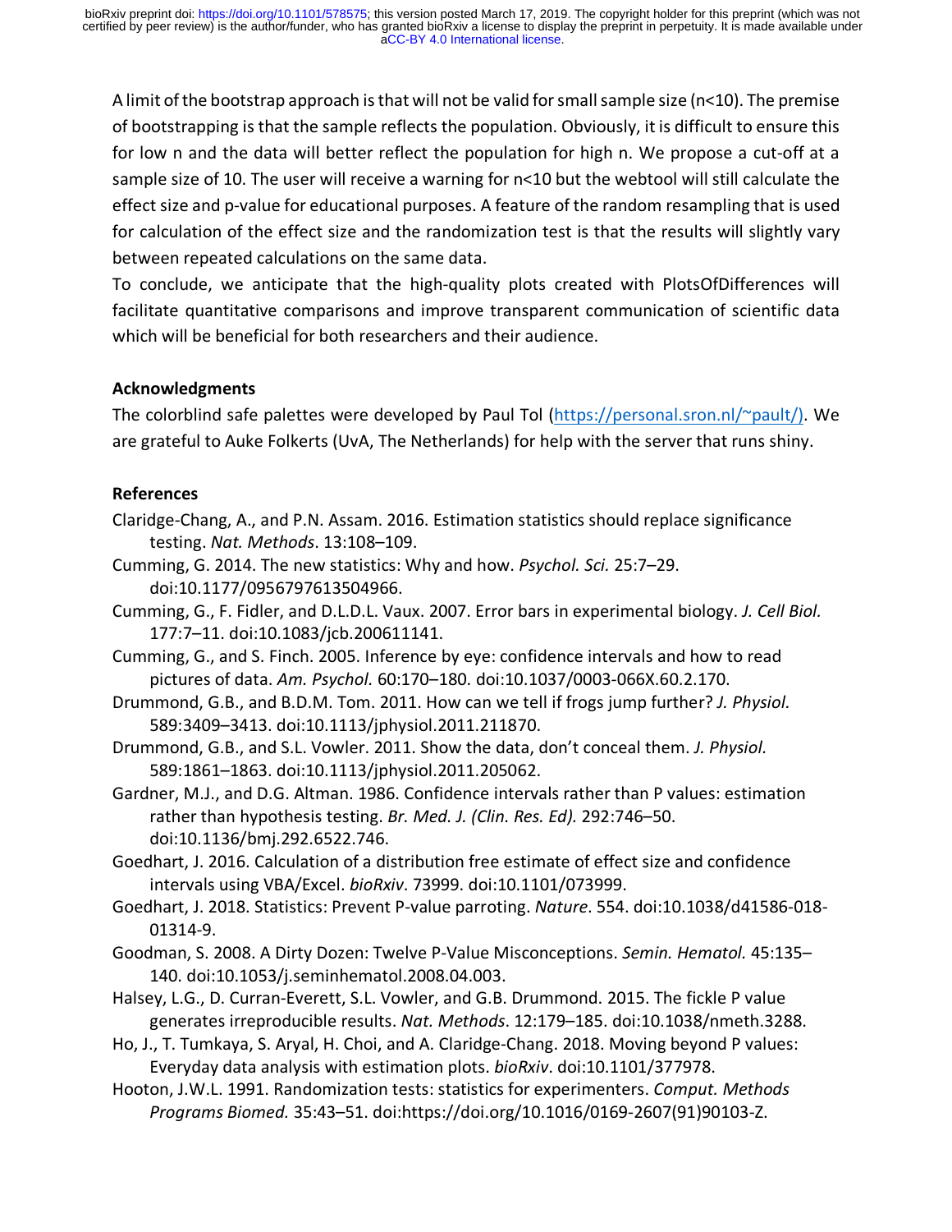A limit of the bootstrap approach is that will not be valid for small sample size (n<10). The premise of bootstrapping is that the sample reflects the population. Obviously, it is difficult to ensure this for low n and the data will better reflect the population for high n. We propose a cut-off at a sample size of 10. The user will receive a warning for n<10 but the webtool will still calculate the effect size and p-value for educational purposes. A feature of the random resampling that is used for calculation of the effect size and the randomization test is that the results will slightly vary between repeated calculations on the same data.

To conclude, we anticipate that the high-quality plots created with PlotsOfDifferences will facilitate quantitative comparisons and improve transparent communication of scientific data which will be beneficial for both researchers and their audience.

### Acknowledgments

The colorblind safe palettes were developed by Paul Tol (https://personal.sron.nl/~pault/). We are grateful to Auke Folkerts (UvA, The Netherlands) for help with the server that runs shiny.

### References

Claridge-Chang, A., and P.N. Assam. 2016. Estimation statistics should replace significance testing. *Nat. Methods*. 13:108–109.

Cumming, G. 2014. The new statistics: Why and how. *Psychol. Sci.* 25:7–29. doi:10.1177/0956797613504966.

Cumming, G., F. Fidler, and D.L.D.L. Vaux. 2007. Error bars in experimental biology. *J. Cell Biol.* 177:7–11. doi:10.1083/jcb.200611141.

Cumming, G., and S. Finch. 2005. Inference by eye: confidence intervals and how to read pictures of data. *Am. Psychol.* 60:170–180. doi:10.1037/0003-066X.60.2.170.

Drummond, G.B., and B.D.M. Tom. 2011. How can we tell if frogs jump further? *J. Physiol.* 589:3409–3413. doi:10.1113/jphysiol.2011.211870.

Drummond, G.B., and S.L. Vowler. 2011. Show the data, don't conceal them. *J. Physiol.* 589:1861–1863. doi:10.1113/jphysiol.2011.205062.

Gardner, M.J., and D.G. Altman. 1986. Confidence intervals rather than P values: estimation rather than hypothesis testing. *Br. Med. J. (Clin. Res. Ed).* 292:746–50. doi:10.1136/bmj.292.6522.746.

Goedhart, J. 2016. Calculation of a distribution free estimate of effect size and confidence intervals using VBA/Excel. *bioRxiv*. 73999. doi:10.1101/073999.

Goedhart, J. 2018. Statistics: Prevent P-value parroting. *Nature*. 554. doi:10.1038/d41586-018-01314-9.

Goodman, S. 2008. A Dirty Dozen: Twelve P-Value Misconceptions. *Semin. Hematol.* 45:135–140. doi:10.1053/j.seminhematol.2008.04.003.

Halsey, L.G., D. Curran-Everett, S.L. Vowler, and G.B. Drummond. 2015. The fickle P value generates irreproducible results. *Nat. Methods*. 12:179–185. doi:10.1038/nmeth.3288.

Ho, J., T. Tumkaya, S. Aryal, H. Choi, and A. Claridge-Chang. 2018. Moving beyond P values: Everyday data analysis with estimation plots. *bioRxiv*. doi:10.1101/377978.

Hooton, J.W.L. 1991. Randomization tests: statistics for experimenters. *Comput. Methods Programs Biomed.* 35:43–51. doi:https://doi.org/10.1016/0169-2607(91)90103-Z.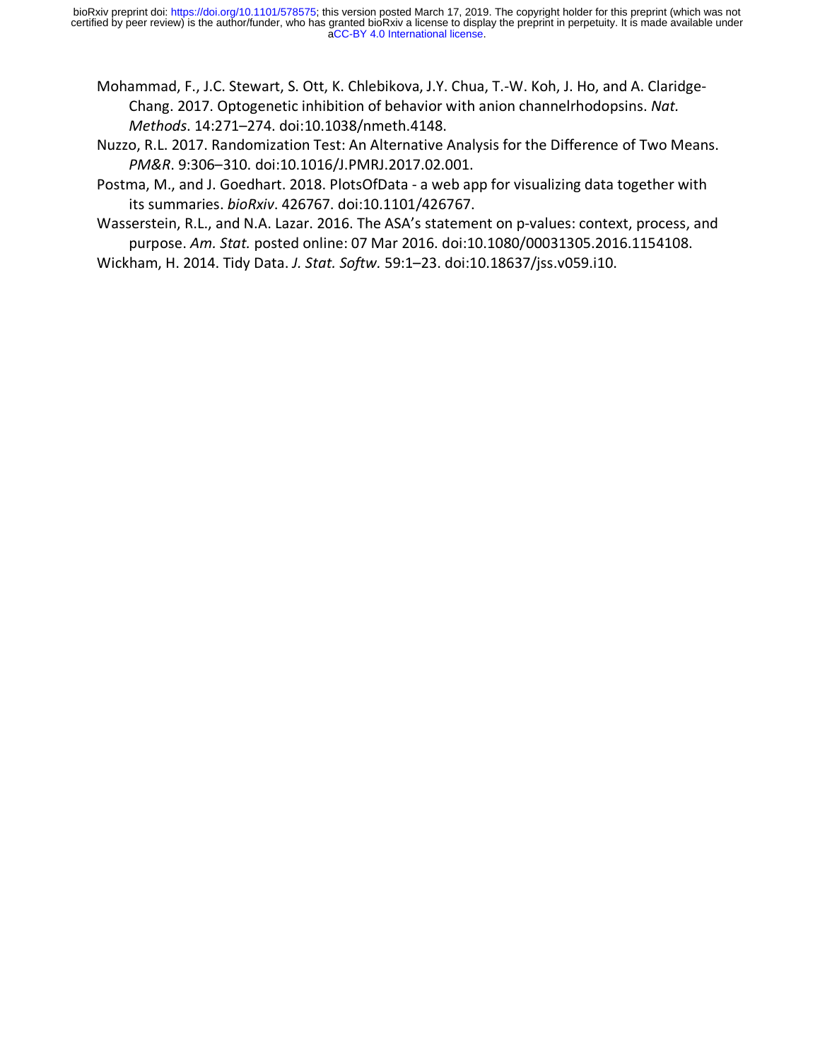Mohammad, F., J.C. Stewart, S. Ott, K. Chlebikova, J.Y. Chua, T.-W. Koh, J. Ho, and A. Claridge-Chang. 2017. Optogenetic inhibition of behavior with anion channelrhodopsins. *Nat. Methods*. 14:271–274. doi:10.1038/nmeth.4148.

Nuzzo, R.L. 2017. Randomization Test: An Alternative Analysis for the Difference of Two Means. *PM&R*. 9:306–310. doi:10.1016/J.PMRJ.2017.02.001.

Postma, M., and J. Goedhart. 2018. PlotsOfData - a web app for visualizing data together with its summaries. *bioRxiv*. 426767. doi:10.1101/426767.

Wasserstein, R.L., and N.A. Lazar. 2016. The ASA's statement on p-values: context, process, and purpose. *Am. Stat.* posted online: 07 Mar 2016. doi:10.1080/00031305.2016.1154108.

Wickham, H. 2014. Tidy Data. *J. Stat. Softw.* 59:1–23. doi:10.18637/jss.v059.i10.